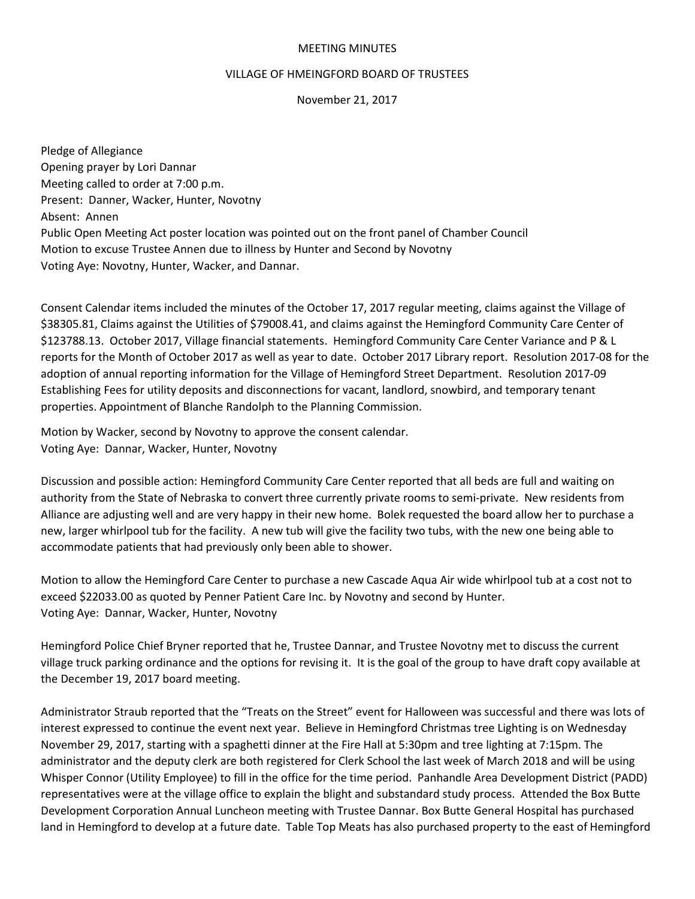MEETING MINUTES

VILLAGE OF HMEINGFORD BOARD OF TRUSTEES

November 21, 2017

Pledge of Allegiance
Opening prayer by Lori Dannar
Meeting called to order at 7:00 p.m.
Present: Danner, Wacker, Hunter, Novotny
Absent: Annen
Public Open Meeting Act poster location was pointed out on the front panel of Chamber Council
Motion to excuse Trustee Annen due to illness by Hunter and Second by Novotny
Voting Aye: Novotny, Hunter, Wacker, and Dannar.

Consent Calendar items included the minutes of the October 17, 2017 regular meeting, claims against the Village of $38305.81, Claims against the Utilities of $79008.41, and claims against the Hemingford Community Care Center of $123788.13. October 2017, Village financial statements. Hemingford Community Care Center Variance and P & L reports for the Month of October 2017 as well as year to date. October 2017 Library report. Resolution 2017-08 for the adoption of annual reporting information for the Village of Hemingford Street Department. Resolution 2017-09 Establishing Fees for utility deposits and disconnections for vacant, landlord, snowbird, and temporary tenant properties. Appointment of Blanche Randolph to the Planning Commission.

Motion by Wacker, second by Novotny to approve the consent calendar.
Voting Aye: Dannar, Wacker, Hunter, Novotny

Discussion and possible action: Hemingford Community Care Center reported that all beds are full and waiting on authority from the State of Nebraska to convert three currently private rooms to semi-private. New residents from Alliance are adjusting well and are very happy in their new home. Bolek requested the board allow her to purchase a new, larger whirlpool tub for the facility. A new tub will give the facility two tubs, with the new one being able to accommodate patients that had previously only been able to shower.

Motion to allow the Hemingford Care Center to purchase a new Cascade Aqua Air wide whirlpool tub at a cost not to exceed $22033.00 as quoted by Penner Patient Care Inc. by Novotny and second by Hunter.
Voting Aye: Dannar, Wacker, Hunter, Novotny

Hemingford Police Chief Bryner reported that he, Trustee Dannar, and Trustee Novotny met to discuss the current village truck parking ordinance and the options for revising it. It is the goal of the group to have draft copy available at the December 19, 2017 board meeting.

Administrator Straub reported that the "Treats on the Street" event for Halloween was successful and there was lots of interest expressed to continue the event next year. Believe in Hemingford Christmas tree Lighting is on Wednesday November 29, 2017, starting with a spaghetti dinner at the Fire Hall at 5:30pm and tree lighting at 7:15pm. The administrator and the deputy clerk are both registered for Clerk School the last week of March 2018 and will be using Whisper Connor (Utility Employee) to fill in the office for the time period. Panhandle Area Development District (PADD) representatives were at the village office to explain the blight and substandard study process. Attended the Box Butte Development Corporation Annual Luncheon meeting with Trustee Dannar. Box Butte General Hospital has purchased land in Hemingford to develop at a future date. Table Top Meats has also purchased property to the east of Hemingford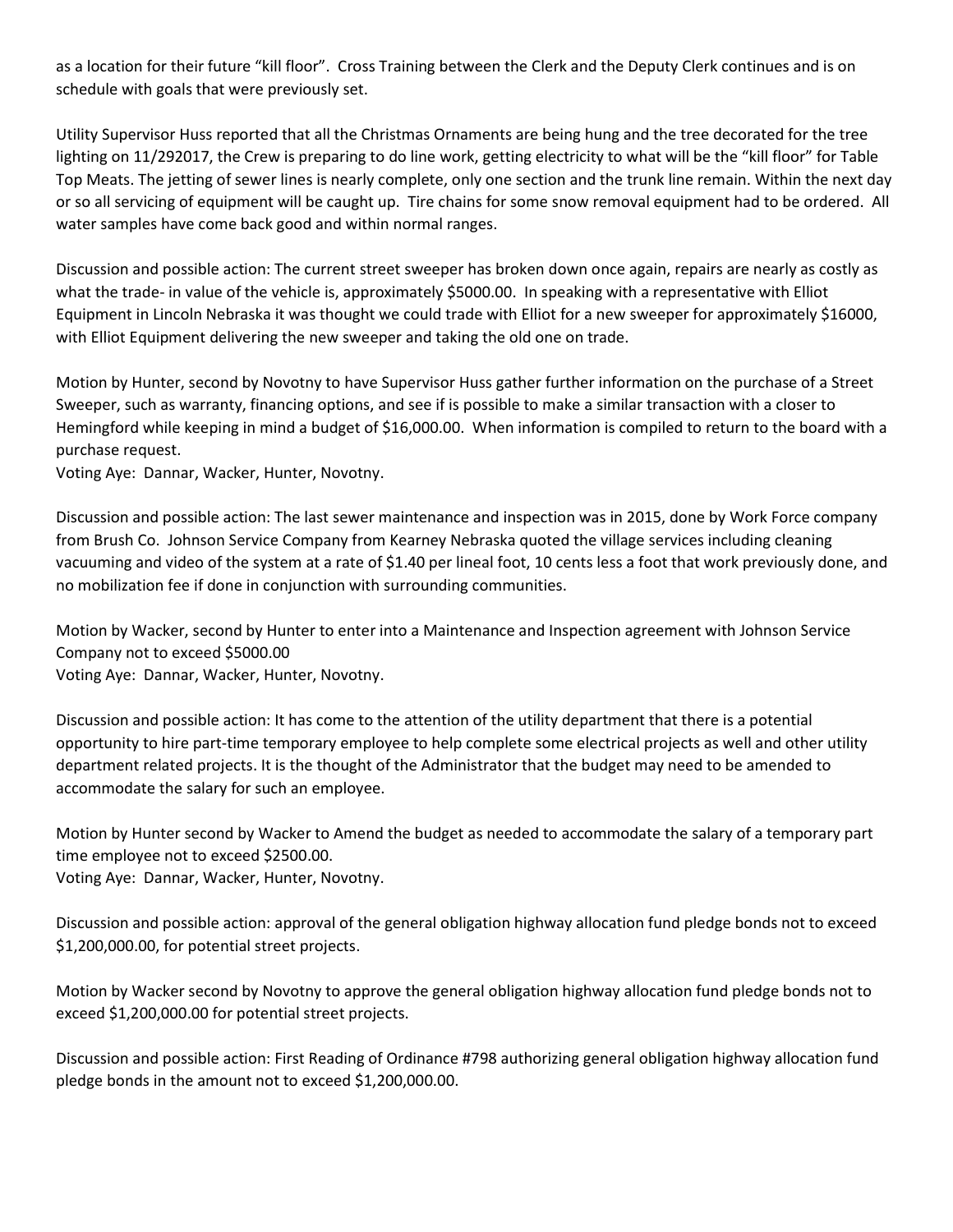as a location for their future "kill floor". Cross Training between the Clerk and the Deputy Clerk continues and is on schedule with goals that were previously set.

Utility Supervisor Huss reported that all the Christmas Ornaments are being hung and the tree decorated for the tree lighting on 11/292017, the Crew is preparing to do line work, getting electricity to what will be the "kill floor" for Table Top Meats. The jetting of sewer lines is nearly complete, only one section and the trunk line remain. Within the next day or so all servicing of equipment will be caught up. Tire chains for some snow removal equipment had to be ordered. All water samples have come back good and within normal ranges.

Discussion and possible action: The current street sweeper has broken down once again, repairs are nearly as costly as what the trade- in value of the vehicle is, approximately $5000.00. In speaking with a representative with Elliot Equipment in Lincoln Nebraska it was thought we could trade with Elliot for a new sweeper for approximately $16000, with Elliot Equipment delivering the new sweeper and taking the old one on trade.

Motion by Hunter, second by Novotny to have Supervisor Huss gather further information on the purchase of a Street Sweeper, such as warranty, financing options, and see if is possible to make a similar transaction with a closer to Hemingford while keeping in mind a budget of $16,000.00. When information is compiled to return to the board with a purchase request.
Voting Aye: Dannar, Wacker, Hunter, Novotny.

Discussion and possible action: The last sewer maintenance and inspection was in 2015, done by Work Force company from Brush Co. Johnson Service Company from Kearney Nebraska quoted the village services including cleaning vacuuming and video of the system at a rate of $1.40 per lineal foot, 10 cents less a foot that work previously done, and no mobilization fee if done in conjunction with surrounding communities.

Motion by Wacker, second by Hunter to enter into a Maintenance and Inspection agreement with Johnson Service Company not to exceed $5000.00
Voting Aye: Dannar, Wacker, Hunter, Novotny.

Discussion and possible action: It has come to the attention of the utility department that there is a potential opportunity to hire part-time temporary employee to help complete some electrical projects as well and other utility department related projects. It is the thought of the Administrator that the budget may need to be amended to accommodate the salary for such an employee.

Motion by Hunter second by Wacker to Amend the budget as needed to accommodate the salary of a temporary part time employee not to exceed $2500.00.
Voting Aye: Dannar, Wacker, Hunter, Novotny.

Discussion and possible action: approval of the general obligation highway allocation fund pledge bonds not to exceed $1,200,000.00, for potential street projects.

Motion by Wacker second by Novotny to approve the general obligation highway allocation fund pledge bonds not to exceed $1,200,000.00 for potential street projects.

Discussion and possible action: First Reading of Ordinance #798 authorizing general obligation highway allocation fund pledge bonds in the amount not to exceed $1,200,000.00.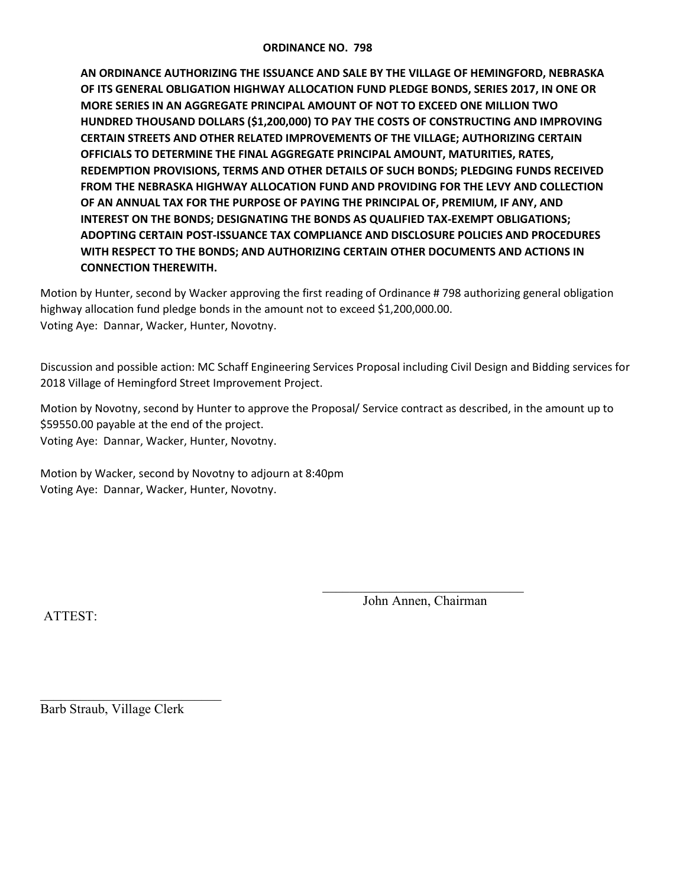**ORDINANCE NO. 798**

**AN ORDINANCE AUTHORIZING THE ISSUANCE AND SALE BY THE VILLAGE OF HEMINGFORD, NEBRASKA OF ITS GENERAL OBLIGATION HIGHWAY ALLOCATION FUND PLEDGE BONDS, SERIES 2017, IN ONE OR MORE SERIES IN AN AGGREGATE PRINCIPAL AMOUNT OF NOT TO EXCEED ONE MILLION TWO HUNDRED THOUSAND DOLLARS ($1,200,000) TO PAY THE COSTS OF CONSTRUCTING AND IMPROVING CERTAIN STREETS AND OTHER RELATED IMPROVEMENTS OF THE VILLAGE; AUTHORIZING CERTAIN OFFICIALS TO DETERMINE THE FINAL AGGREGATE PRINCIPAL AMOUNT, MATURITIES, RATES, REDEMPTION PROVISIONS, TERMS AND OTHER DETAILS OF SUCH BONDS; PLEDGING FUNDS RECEIVED FROM THE NEBRASKA HIGHWAY ALLOCATION FUND AND PROVIDING FOR THE LEVY AND COLLECTION OF AN ANNUAL TAX FOR THE PURPOSE OF PAYING THE PRINCIPAL OF, PREMIUM, IF ANY, AND INTEREST ON THE BONDS; DESIGNATING THE BONDS AS QUALIFIED TAX-EXEMPT OBLIGATIONS; ADOPTING CERTAIN POST-ISSUANCE TAX COMPLIANCE AND DISCLOSURE POLICIES AND PROCEDURES WITH RESPECT TO THE BONDS; AND AUTHORIZING CERTAIN OTHER DOCUMENTS AND ACTIONS IN CONNECTION THEREWITH.**

Motion by Hunter, second by Wacker approving the first reading of Ordinance # 798 authorizing general obligation highway allocation fund pledge bonds in the amount not to exceed $1,200,000.00.
Voting Aye: Dannar, Wacker, Hunter, Novotny.

Discussion and possible action: MC Schaff Engineering Services Proposal including Civil Design and Bidding services for 2018 Village of Hemingford Street Improvement Project.

Motion by Novotny, second by Hunter to approve the Proposal/ Service contract as described, in the amount up to $59550.00 payable at the end of the project.
Voting Aye: Dannar, Wacker, Hunter, Novotny.

Motion by Wacker, second by Novotny to adjourn at 8:40pm
Voting Aye: Dannar, Wacker, Hunter, Novotny.

\_\_\_\_\_\_\_\_\_\_\_\_\_\_\_\_\_\_\_\_\_\_\_\_\_\_\_\_\_\_
John Annen, Chairman

ATTEST:

\_\_\_\_\_\_\_\_\_\_\_\_\_\_\_\_\_\_\_\_\_\_\_\_\_\_\_\_\_\_
Barb Straub, Village Clerk